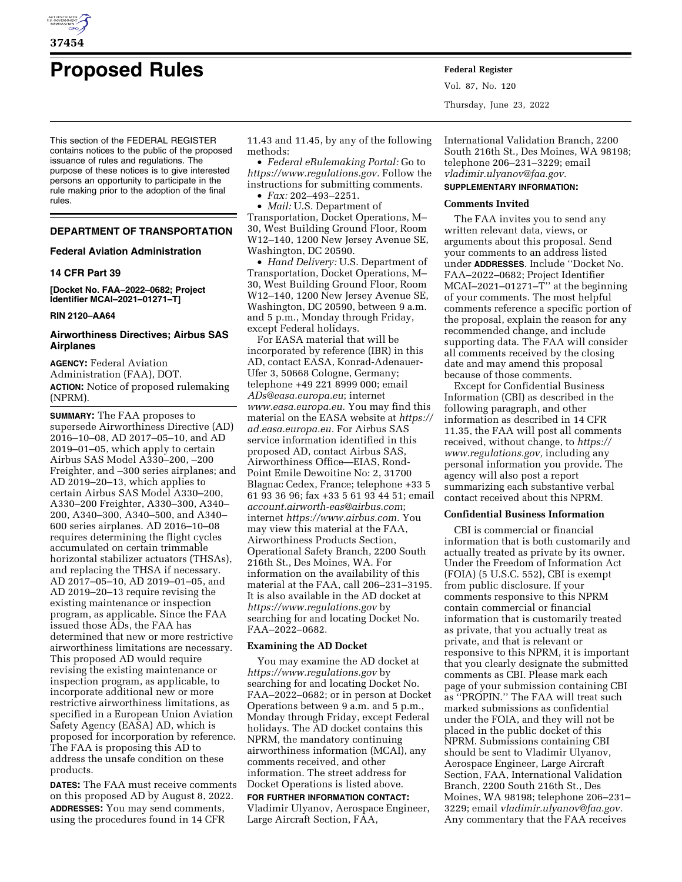# Proposed Rules

This section of the FEDERAL REGISTER contains notices to the public of the proposed issuance of rules and regulations. The purpose of these notices is to give interested persons an opportunity to participate in the rule making prior to the adoption of the final rules.

## DEPARTMENT OF TRANSPORTATION

### Federal Aviation Administration

### 14 CFR Part 39

**[Docket No. FAA–2022–0682; Project Identifier MCAI–2021–01271–T]**

**RIN 2120–AA64**

### Airworthiness Directives; Airbus SAS Airplanes

**AGENCY:** Federal Aviation Administration (FAA), DOT.

**ACTION:** Notice of proposed rulemaking (NPRM).

**SUMMARY:** The FAA proposes to supersede Airworthiness Directive (AD) 2016–10–08, AD 2017–05–10, and AD 2019–01–05, which apply to certain Airbus SAS Model A330–200, –200 Freighter, and –300 series airplanes; and AD 2019–20–13, which applies to certain Airbus SAS Model A330–200, A330–200 Freighter, A330–300, A340–200, A340–300, A340–500, and A340–600 series airplanes. AD 2016–10–08 requires determining the flight cycles accumulated on certain trimmable horizontal stabilizer actuators (THSAs), and replacing the THSA if necessary. AD 2017–05–10, AD 2019–01–05, and AD 2019–20–13 require revising the existing maintenance or inspection program, as applicable. Since the FAA issued those ADs, the FAA has determined that new or more restrictive airworthiness limitations are necessary. This proposed AD would require revising the existing maintenance or inspection program, as applicable, to incorporate additional new or more restrictive airworthiness limitations, as specified in a European Union Aviation Safety Agency (EASA) AD, which is proposed for incorporation by reference. The FAA is proposing this AD to address the unsafe condition on these products.

**DATES:** The FAA must receive comments on this proposed AD by August 8, 2022.

**ADDRESSES:** You may send comments, using the procedures found in 14 CFR 11.43 and 11.45, by any of the following methods:

- *Federal eRulemaking Portal:* Go to *https://www.regulations.gov.* Follow the instructions for submitting comments.
- *Fax:* 202–493–2251.
- *Mail:* U.S. Department of Transportation, Docket Operations, M–30, West Building Ground Floor, Room W12–140, 1200 New Jersey Avenue SE, Washington, DC 20590.
- *Hand Delivery:* U.S. Department of Transportation, Docket Operations, M–30, West Building Ground Floor, Room W12–140, 1200 New Jersey Avenue SE, Washington, DC 20590, between 9 a.m. and 5 p.m., Monday through Friday, except Federal holidays.

For EASA material that will be incorporated by reference (IBR) in this AD, contact EASA, Konrad-Adenauer-Ufer 3, 50668 Cologne, Germany; telephone +49 221 8999 000; email *ADs@easa.europa.eu*; internet *www.easa.europa.eu.* You may find this material on the EASA website at *https://ad.easa.europa.eu.* For Airbus SAS service information identified in this proposed AD, contact Airbus SAS, Airworthiness Office—EIAS, Rond-Point Emile Dewoitine No: 2, 31700 Blagnac Cedex, France; telephone +33 5 61 93 36 96; fax +33 5 61 93 44 51; email *account.airworth-eas@airbus.com*; internet *https://www.airbus.com.* You may view this material at the FAA, Airworthiness Products Section, Operational Safety Branch, 2200 South 216th St., Des Moines, WA. For information on the availability of this material at the FAA, call 206–231–3195. It is also available in the AD docket at *https://www.regulations.gov* by searching for and locating Docket No. FAA–2022–0682.

#### Examining the AD Docket

You may examine the AD docket at *https://www.regulations.gov* by searching for and locating Docket No. FAA–2022–0682; or in person at Docket Operations between 9 a.m. and 5 p.m., Monday through Friday, except Federal holidays. The AD docket contains this NPRM, the mandatory continuing airworthiness information (MCAI), any comments received, and other information. The street address for Docket Operations is listed above.

**FOR FURTHER INFORMATION CONTACT:** Vladimir Ulyanov, Aerospace Engineer, Large Aircraft Section, FAA, International Validation Branch, 2200 South 216th St., Des Moines, WA 98198; telephone 206–231–3229; email *vladimir.ulyanov@faa.gov.*

**SUPPLEMENTARY INFORMATION:**

#### Comments Invited

The FAA invites you to send any written relevant data, views, or arguments about this proposal. Send your comments to an address listed under **ADDRESSES**. Include ''Docket No. FAA–2022–0682; Project Identifier MCAI–2021–01271–T'' at the beginning of your comments. The most helpful comments reference a specific portion of the proposal, explain the reason for any recommended change, and include supporting data. The FAA will consider all comments received by the closing date and may amend this proposal because of those comments.

Except for Confidential Business Information (CBI) as described in the following paragraph, and other information as described in 14 CFR 11.35, the FAA will post all comments received, without change, to *https://www.regulations.gov,* including any personal information you provide. The agency will also post a report summarizing each substantive verbal contact received about this NPRM.

#### Confidential Business Information

CBI is commercial or financial information that is both customarily and actually treated as private by its owner. Under the Freedom of Information Act (FOIA) (5 U.S.C. 552), CBI is exempt from public disclosure. If your comments responsive to this NPRM contain commercial or financial information that is customarily treated as private, that you actually treat as private, and that is relevant or responsive to this NPRM, it is important that you clearly designate the submitted comments as CBI. Please mark each page of your submission containing CBI as ''PROPIN.'' The FAA will treat such marked submissions as confidential under the FOIA, and they will not be placed in the public docket of this NPRM. Submissions containing CBI should be sent to Vladimir Ulyanov, Aerospace Engineer, Large Aircraft Section, FAA, International Validation Branch, 2200 South 216th St., Des Moines, WA 98198; telephone 206–231–3229; email *vladimir.ulyanov@faa.gov.* Any commentary that the FAA receives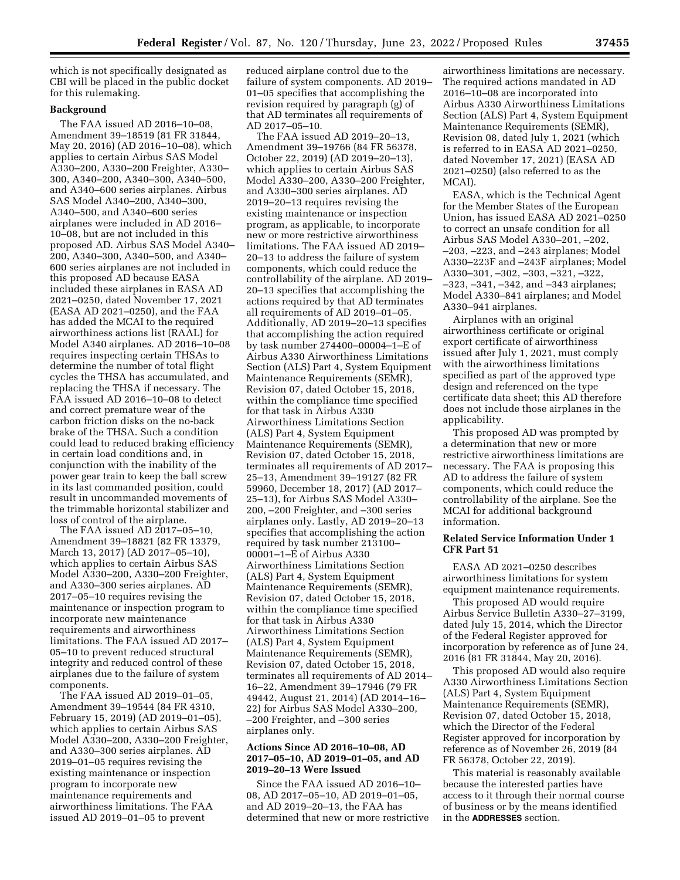which is not specifically designated as CBI will be placed in the public docket for this rulemaking.

**Background**

The FAA issued AD 2016–10–08, Amendment 39–18519 (81 FR 31844, May 20, 2016) (AD 2016–10–08), which applies to certain Airbus SAS Model A330–200, A330–200 Freighter, A330–300, A340–200, A340–300, A340–500, and A340–600 series airplanes. Airbus SAS Model A340–200, A340–300, A340–500, and A340–600 series airplanes were included in AD 2016–10–08, but are not included in this proposed AD. Airbus SAS Model A340–200, A340–300, A340–500, and A340–600 series airplanes are not included in this proposed AD because EASA included these airplanes in EASA AD 2021–0250, dated November 17, 2021 (EASA AD 2021–0250), and the FAA has added the MCAI to the required airworthiness actions list (RAAL) for Model A340 airplanes. AD 2016–10–08 requires inspecting certain THSAs to determine the number of total flight cycles the THSA has accumulated, and replacing the THSA if necessary. The FAA issued AD 2016–10–08 to detect and correct premature wear of the carbon friction disks on the no-back brake of the THSA. Such a condition could lead to reduced braking efficiency in certain load conditions and, in conjunction with the inability of the power gear train to keep the ball screw in its last commanded position, could result in uncommanded movements of the trimmable horizontal stabilizer and loss of control of the airplane.

The FAA issued AD 2017–05–10, Amendment 39–18821 (82 FR 13379, March 13, 2017) (AD 2017–05–10), which applies to certain Airbus SAS Model A330–200, A330–200 Freighter, and A330–300 series airplanes. AD 2017–05–10 requires revising the maintenance or inspection program to incorporate new maintenance requirements and airworthiness limitations. The FAA issued AD 2017–05–10 to prevent reduced structural integrity and reduced control of these airplanes due to the failure of system components.

The FAA issued AD 2019–01–05, Amendment 39–19544 (84 FR 4310, February 15, 2019) (AD 2019–01–05), which applies to certain Airbus SAS Model A330–200, A330–200 Freighter, and A330–300 series airplanes. AD 2019–01–05 requires revising the existing maintenance or inspection program to incorporate new maintenance requirements and airworthiness limitations. The FAA issued AD 2019–01–05 to prevent reduced airplane control due to the failure of system components. AD 2019–01–05 specifies that accomplishing the revision required by paragraph (g) of that AD terminates all requirements of AD 2017–05–10.

The FAA issued AD 2019–20–13, Amendment 39–19766 (84 FR 56378, October 22, 2019) (AD 2019–20–13), which applies to certain Airbus SAS Model A330–200, A330–200 Freighter, and A330–300 series airplanes. AD 2019–20–13 requires revising the existing maintenance or inspection program, as applicable, to incorporate new or more restrictive airworthiness limitations. The FAA issued AD 2019–20–13 to address the failure of system components, which could reduce the controllability of the airplane. AD 2019–20–13 specifies that accomplishing the actions required by that AD terminates all requirements of AD 2019–01–05. Additionally, AD 2019–20–13 specifies that accomplishing the action required by task number 274400–00004–1–E of Airbus A330 Airworthiness Limitations Section (ALS) Part 4, System Equipment Maintenance Requirements (SEMR), Revision 07, dated October 15, 2018, within the compliance time specified for that task in Airbus A330 Airworthiness Limitations Section (ALS) Part 4, System Equipment Maintenance Requirements (SEMR), Revision 07, dated October 15, 2018, terminates all requirements of AD 2017–25–13, Amendment 39–19127 (82 FR 59960, December 18, 2017) (AD 2017–25–13), for Airbus SAS Model A330–200, –200 Freighter, and –300 series airplanes only. Lastly, AD 2019–20–13 specifies that accomplishing the action required by task number 213100–00001–1–E of Airbus A330 Airworthiness Limitations Section (ALS) Part 4, System Equipment Maintenance Requirements (SEMR), Revision 07, dated October 15, 2018, within the compliance time specified for that task in Airbus A330 Airworthiness Limitations Section (ALS) Part 4, System Equipment Maintenance Requirements (SEMR), Revision 07, dated October 15, 2018, terminates all requirements of AD 2014–16–22, Amendment 39–17946 (79 FR 49442, August 21, 2014) (AD 2014–16–22) for Airbus SAS Model A330–200, –200 Freighter, and –300 series airplanes only.

**Actions Since AD 2016–10–08, AD 2017–05–10, AD 2019–01–05, and AD 2019–20–13 Were Issued**

Since the FAA issued AD 2016–10–08, AD 2017–05–10, AD 2019–01–05, and AD 2019–20–13, the FAA has determined that new or more restrictive airworthiness limitations are necessary. The required actions mandated in AD 2016–10–08 are incorporated into Airbus A330 Airworthiness Limitations Section (ALS) Part 4, System Equipment Maintenance Requirements (SEMR), Revision 08, dated July 1, 2021 (which is referred to in EASA AD 2021–0250, dated November 17, 2021) (EASA AD 2021–0250) (also referred to as the MCAI).

EASA, which is the Technical Agent for the Member States of the European Union, has issued EASA AD 2021–0250 to correct an unsafe condition for all Airbus SAS Model A330–201, –202, –203, –223, and –243 airplanes; Model A330–223F and –243F airplanes; Model A330–301, –302, –303, –321, –322, –323, –341, –342, and –343 airplanes; Model A330–841 airplanes; and Model A330–941 airplanes.

Airplanes with an original airworthiness certificate or original export certificate of airworthiness issued after July 1, 2021, must comply with the airworthiness limitations specified as part of the approved type design and referenced on the type certificate data sheet; this AD therefore does not include those airplanes in the applicability.

This proposed AD was prompted by a determination that new or more restrictive airworthiness limitations are necessary. The FAA is proposing this AD to address the failure of system components, which could reduce the controllability of the airplane. See the MCAI for additional background information.

**Related Service Information Under 1 CFR Part 51**

EASA AD 2021–0250 describes airworthiness limitations for system equipment maintenance requirements.

This proposed AD would require Airbus Service Bulletin A330–27–3199, dated July 15, 2014, which the Director of the Federal Register approved for incorporation by reference as of June 24, 2016 (81 FR 31844, May 20, 2016).

This proposed AD would also require A330 Airworthiness Limitations Section (ALS) Part 4, System Equipment Maintenance Requirements (SEMR), Revision 07, dated October 15, 2018, which the Director of the Federal Register approved for incorporation by reference as of November 26, 2019 (84 FR 56378, October 22, 2019).

This material is reasonably available because the interested parties have access to it through their normal course of business or by the means identified in the **ADDRESSES** section.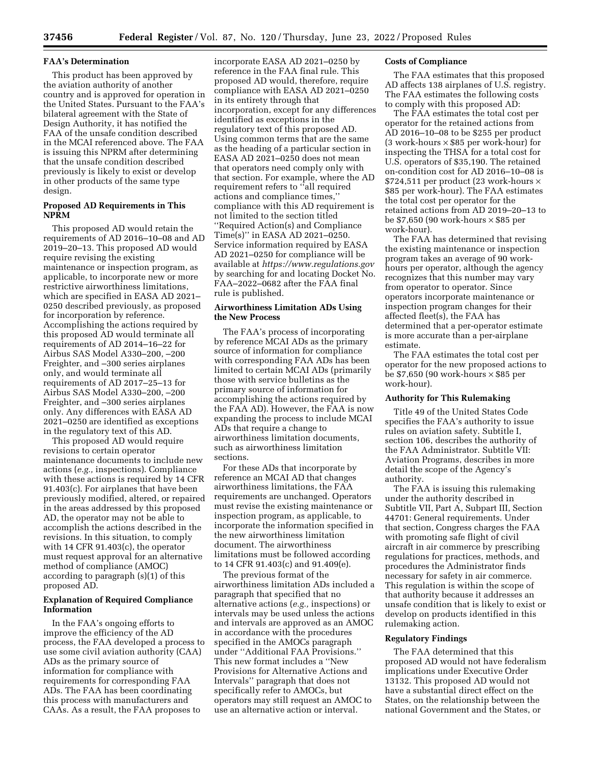## FAA's Determination

This product has been approved by the aviation authority of another country and is approved for operation in the United States. Pursuant to the FAA's bilateral agreement with the State of Design Authority, it has notified the FAA of the unsafe condition described in the MCAI referenced above. The FAA is issuing this NPRM after determining that the unsafe condition described previously is likely to exist or develop in other products of the same type design.

## Proposed AD Requirements in This NPRM

This proposed AD would retain the requirements of AD 2016–10–08 and AD 2019–20–13. This proposed AD would require revising the existing maintenance or inspection program, as applicable, to incorporate new or more restrictive airworthiness limitations, which are specified in EASA AD 2021–0250 described previously, as proposed for incorporation by reference. Accomplishing the actions required by this proposed AD would terminate all requirements of AD 2014–16–22 for Airbus SAS Model A330–200, –200 Freighter, and –300 series airplanes only, and would terminate all requirements of AD 2017–25–13 for Airbus SAS Model A330–200, –200 Freighter, and –300 series airplanes only. Any differences with EASA AD 2021–0250 are identified as exceptions in the regulatory text of this AD.

This proposed AD would require revisions to certain operator maintenance documents to include new actions (*e.g.,* inspections). Compliance with these actions is required by 14 CFR 91.403(c). For airplanes that have been previously modified, altered, or repaired in the areas addressed by this proposed AD, the operator may not be able to accomplish the actions described in the revisions. In this situation, to comply with 14 CFR 91.403(c), the operator must request approval for an alternative method of compliance (AMOC) according to paragraph (s)(1) of this proposed AD.

## Explanation of Required Compliance Information

In the FAA's ongoing efforts to improve the efficiency of the AD process, the FAA developed a process to use some civil aviation authority (CAA) ADs as the primary source of information for compliance with requirements for corresponding FAA ADs. The FAA has been coordinating this process with manufacturers and CAAs. As a result, the FAA proposes to incorporate EASA AD 2021–0250 by reference in the FAA final rule. This proposed AD would, therefore, require compliance with EASA AD 2021–0250 in its entirety through that incorporation, except for any differences identified as exceptions in the regulatory text of this proposed AD. Using common terms that are the same as the heading of a particular section in EASA AD 2021–0250 does not mean that operators need comply only with that section. For example, where the AD requirement refers to "all required actions and compliance times," compliance with this AD requirement is not limited to the section titled "Required Action(s) and Compliance Time(s)" in EASA AD 2021–0250. Service information required by EASA AD 2021–0250 for compliance will be available at *https://www.regulations.gov* by searching for and locating Docket No. FAA–2022–0682 after the FAA final rule is published.

## Airworthiness Limitation ADs Using the New Process

The FAA's process of incorporating by reference MCAI ADs as the primary source of information for compliance with corresponding FAA ADs has been limited to certain MCAI ADs (primarily those with service bulletins as the primary source of information for accomplishing the actions required by the FAA AD). However, the FAA is now expanding the process to include MCAI ADs that require a change to airworthiness limitation documents, such as airworthiness limitation sections.

For these ADs that incorporate by reference an MCAI AD that changes airworthiness limitations, the FAA requirements are unchanged. Operators must revise the existing maintenance or inspection program, as applicable, to incorporate the information specified in the new airworthiness limitation document. The airworthiness limitations must be followed according to 14 CFR 91.403(c) and 91.409(e).

The previous format of the airworthiness limitation ADs included a paragraph that specified that no alternative actions (*e.g.,* inspections) or intervals may be used unless the actions and intervals are approved as an AMOC in accordance with the procedures specified in the AMOCs paragraph under "Additional FAA Provisions." This new format includes a "New Provisions for Alternative Actions and Intervals" paragraph that does not specifically refer to AMOCs, but operators may still request an AMOC to use an alternative action or interval.

## Costs of Compliance

The FAA estimates that this proposed AD affects 138 airplanes of U.S. registry. The FAA estimates the following costs to comply with this proposed AD:

The FAA estimates the total cost per operator for the retained actions from AD 2016–10–08 to be $255 per product (3 work-hours × $85 per work-hour) for inspecting the THSA for a total cost for U.S. operators of $35,190. The retained on-condition cost for AD 2016–10–08 is $724,511 per product (23 work-hours × $85 per work-hour). The FAA estimates the total cost per operator for the retained actions from AD 2019–20–13 to be $7,650 (90 work-hours × $85 per work-hour).

The FAA has determined that revising the existing maintenance or inspection program takes an average of 90 work-hours per operator, although the agency recognizes that this number may vary from operator to operator. Since operators incorporate maintenance or inspection program changes for their affected fleet(s), the FAA has determined that a per-operator estimate is more accurate than a per-airplane estimate.

The FAA estimates the total cost per operator for the new proposed actions to be $7,650 (90 work-hours × $85 per work-hour).

## Authority for This Rulemaking

Title 49 of the United States Code specifies the FAA's authority to issue rules on aviation safety. Subtitle I, section 106, describes the authority of the FAA Administrator. Subtitle VII: Aviation Programs, describes in more detail the scope of the Agency's authority.

The FAA is issuing this rulemaking under the authority described in Subtitle VII, Part A, Subpart III, Section 44701: General requirements. Under that section, Congress charges the FAA with promoting safe flight of civil aircraft in air commerce by prescribing regulations for practices, methods, and procedures the Administrator finds necessary for safety in air commerce. This regulation is within the scope of that authority because it addresses an unsafe condition that is likely to exist or develop on products identified in this rulemaking action.

## Regulatory Findings

The FAA determined that this proposed AD would not have federalism implications under Executive Order 13132. This proposed AD would not have a substantial direct effect on the States, on the relationship between the national Government and the States, or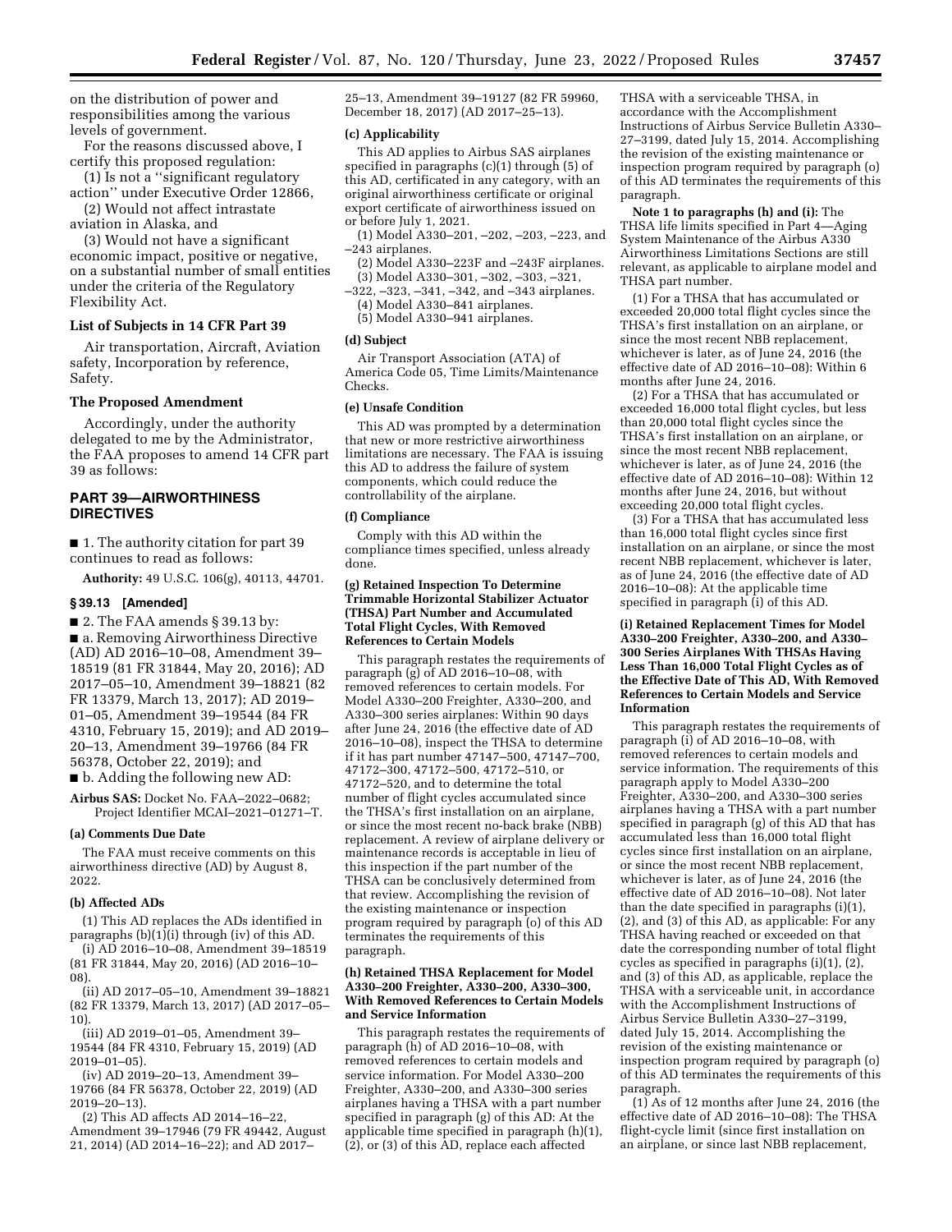on the distribution of power and responsibilities among the various levels of government.

For the reasons discussed above, I certify this proposed regulation:

(1) Is not a "significant regulatory action" under Executive Order 12866,

(2) Would not affect intrastate aviation in Alaska, and

(3) Would not have a significant economic impact, positive or negative, on a substantial number of small entities under the criteria of the Regulatory Flexibility Act.

### List of Subjects in 14 CFR Part 39

Air transportation, Aircraft, Aviation safety, Incorporation by reference, Safety.

### The Proposed Amendment

Accordingly, under the authority delegated to me by the Administrator, the FAA proposes to amend 14 CFR part 39 as follows:

## PART 39—AIRWORTHINESS DIRECTIVES

■ 1. The authority citation for part 39 continues to read as follows:

**Authority:** 49 U.S.C. 106(g), 40113, 44701.

### § 39.13 [Amended]

■ 2. The FAA amends § 39.13 by:

■ a. Removing Airworthiness Directive (AD) AD 2016–10–08, Amendment 39–18519 (81 FR 31844, May 20, 2016); AD 2017–05–10, Amendment 39–18821 (82 FR 13379, March 13, 2017); AD 2019–01–05, Amendment 39–19544 (84 FR 4310, February 15, 2019); and AD 2019–20–13, Amendment 39–19766 (84 FR 56378, October 22, 2019); and

■ b. Adding the following new AD:

**Airbus SAS:** Docket No. FAA–2022–0682; Project Identifier MCAI–2021–01271–T.

**(a) Comments Due Date**

The FAA must receive comments on this airworthiness directive (AD) by August 8, 2022.

**(b) Affected ADs**

(1) This AD replaces the ADs identified in paragraphs (b)(1)(i) through (iv) of this AD.

(i) AD 2016–10–08, Amendment 39–18519 (81 FR 31844, May 20, 2016) (AD 2016–10–08).

(ii) AD 2017–05–10, Amendment 39–18821 (82 FR 13379, March 13, 2017) (AD 2017–05–10).

(iii) AD 2019–01–05, Amendment 39–19544 (84 FR 4310, February 15, 2019) (AD 2019–01–05).

(iv) AD 2019–20–13, Amendment 39–19766 (84 FR 56378, October 22, 2019) (AD 2019–20–13).

(2) This AD affects AD 2014–16–22, Amendment 39–17946 (79 FR 49442, August 21, 2014) (AD 2014–16–22); and AD 2017–25–13, Amendment 39–19127 (82 FR 59960, December 18, 2017) (AD 2017–25–13).

**(c) Applicability**

This AD applies to Airbus SAS airplanes specified in paragraphs (c)(1) through (5) of this AD, certificated in any category, with an original airworthiness certificate or original export certificate of airworthiness issued on or before July 1, 2021.

(1) Model A330–201, –202, –203, –223, and –243 airplanes.

(2) Model A330–223F and –243F airplanes.

(3) Model A330–301, –302, –303, –321, –322, –323, –341, –342, and –343 airplanes.

(4) Model A330–841 airplanes.

(5) Model A330–941 airplanes.

**(d) Subject**

Air Transport Association (ATA) of America Code 05, Time Limits/Maintenance Checks.

**(e) Unsafe Condition**

This AD was prompted by a determination that new or more restrictive airworthiness limitations are necessary. The FAA is issuing this AD to address the failure of system components, which could reduce the controllability of the airplane.

**(f) Compliance**

Comply with this AD within the compliance times specified, unless already done.

**(g) Retained Inspection To Determine Trimmable Horizontal Stabilizer Actuator (THSA) Part Number and Accumulated Total Flight Cycles, With Removed References to Certain Models**

This paragraph restates the requirements of paragraph (g) of AD 2016–10–08, with removed references to certain models. For Model A330–200 Freighter, A330–200, and A330–300 series airplanes: Within 90 days after June 24, 2016 (the effective date of AD 2016–10–08), inspect the THSA to determine if it has part number 47147–500, 47147–700, 47172–300, 47172–500, 47172–510, or 47172–520, and to determine the total number of flight cycles accumulated since the THSA's first installation on an airplane, or since the most recent no-back brake (NBB) replacement. A review of airplane delivery or maintenance records is acceptable in lieu of this inspection if the part number of the THSA can be conclusively determined from that review. Accomplishing the revision of the existing maintenance or inspection program required by paragraph (o) of this AD terminates the requirements of this paragraph.

**(h) Retained THSA Replacement for Model A330–200 Freighter, A330–200, A330–300, With Removed References to Certain Models and Service Information**

This paragraph restates the requirements of paragraph (h) of AD 2016–10–08, with removed references to certain models and service information. For Model A330–200 Freighter, A330–200, and A330–300 series airplanes having a THSA with a part number specified in paragraph (g) of this AD: At the applicable time specified in paragraph (h)(1), (2), or (3) of this AD, replace each affected THSA with a serviceable THSA, in accordance with the Accomplishment Instructions of Airbus Service Bulletin A330–27–3199, dated July 15, 2014. Accomplishing the revision of the existing maintenance or inspection program required by paragraph (o) of this AD terminates the requirements of this paragraph.

**Note 1 to paragraphs (h) and (i):** The THSA life limits specified in Part 4—Aging System Maintenance of the Airbus A330 Airworthiness Limitations Sections are still relevant, as applicable to airplane model and THSA part number.

(1) For a THSA that has accumulated or exceeded 20,000 total flight cycles since the THSA's first installation on an airplane, or since the most recent NBB replacement, whichever is later, as of June 24, 2016 (the effective date of AD 2016–10–08): Within 6 months after June 24, 2016.

(2) For a THSA that has accumulated or exceeded 16,000 total flight cycles, but less than 20,000 total flight cycles since the THSA's first installation on an airplane, or since the most recent NBB replacement, whichever is later, as of June 24, 2016 (the effective date of AD 2016–10–08): Within 12 months after June 24, 2016, but without exceeding 20,000 total flight cycles.

(3) For a THSA that has accumulated less than 16,000 total flight cycles since first installation on an airplane, or since the most recent NBB replacement, whichever is later, as of June 24, 2016 (the effective date of AD 2016–10–08): At the applicable time specified in paragraph (i) of this AD.

**(i) Retained Replacement Times for Model A330–200 Freighter, A330–200, and A330–300 Series Airplanes With THSAs Having Less Than 16,000 Total Flight Cycles as of the Effective Date of This AD, With Removed References to Certain Models and Service Information**

This paragraph restates the requirements of paragraph (i) of AD 2016–10–08, with removed references to certain models and service information. The requirements of this paragraph apply to Model A330–200 Freighter, A330–200, and A330–300 series airplanes having a THSA with a part number specified in paragraph (g) of this AD that has accumulated less than 16,000 total flight cycles since first installation on an airplane, or since the most recent NBB replacement, whichever is later, as of June 24, 2016 (the effective date of AD 2016–10–08). Not later than the date specified in paragraphs (i)(1), (2), and (3) of this AD, as applicable: For any THSA having reached or exceeded on that date the corresponding number of total flight cycles as specified in paragraphs (i)(1), (2), and (3) of this AD, as applicable, replace the THSA with a serviceable unit, in accordance with the Accomplishment Instructions of Airbus Service Bulletin A330–27–3199, dated July 15, 2014. Accomplishing the revision of the existing maintenance or inspection program required by paragraph (o) of this AD terminates the requirements of this paragraph.

(1) As of 12 months after June 24, 2016 (the effective date of AD 2016–10–08): The THSA flight-cycle limit (since first installation on an airplane, or since last NBB replacement,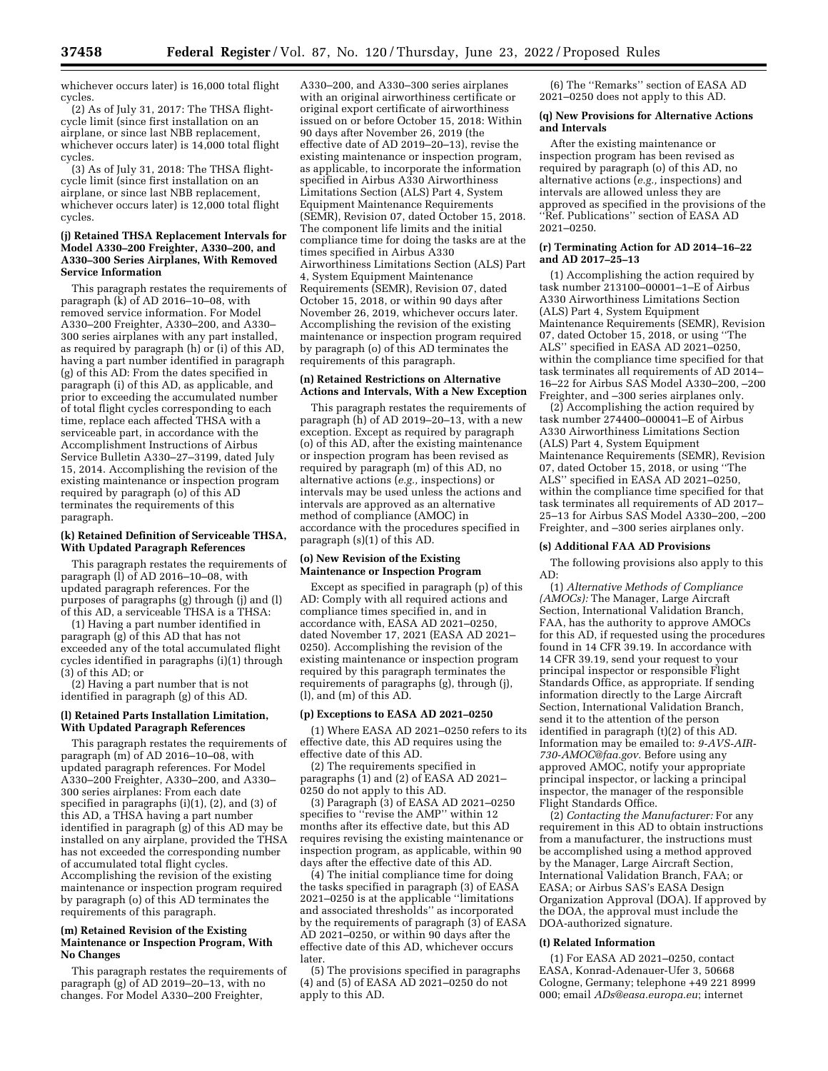whichever occurs later) is 16,000 total flight cycles.

(2) As of July 31, 2017: The THSA flight-cycle limit (since first installation on an airplane, or since last NBB replacement, whichever occurs later) is 14,000 total flight cycles.

(3) As of July 31, 2018: The THSA flight-cycle limit (since first installation on an airplane, or since last NBB replacement, whichever occurs later) is 12,000 total flight cycles.

#### (j) Retained THSA Replacement Intervals for Model A330–200 Freighter, A330–200, and A330–300 Series Airplanes, With Removed Service Information

This paragraph restates the requirements of paragraph (k) of AD 2016–10–08, with removed service information. For Model A330–200 Freighter, A330–200, and A330–300 series airplanes with any part installed, as required by paragraph (h) or (i) of this AD, having a part number identified in paragraph (g) of this AD: From the dates specified in paragraph (i) of this AD, as applicable, and prior to exceeding the accumulated number of total flight cycles corresponding to each time, replace each affected THSA with a serviceable part, in accordance with the Accomplishment Instructions of Airbus Service Bulletin A330–27–3199, dated July 15, 2014. Accomplishing the revision of the existing maintenance or inspection program required by paragraph (o) of this AD terminates the requirements of this paragraph.

#### (k) Retained Definition of Serviceable THSA, With Updated Paragraph References

This paragraph restates the requirements of paragraph (l) of AD 2016–10–08, with updated paragraph references. For the purposes of paragraphs (g) through (j) and (l) of this AD, a serviceable THSA is a THSA:

(1) Having a part number identified in paragraph (g) of this AD that has not exceeded any of the total accumulated flight cycles identified in paragraphs (i)(1) through (3) of this AD; or

(2) Having a part number that is not identified in paragraph (g) of this AD.

#### (l) Retained Parts Installation Limitation, With Updated Paragraph References

This paragraph restates the requirements of paragraph (m) of AD 2016–10–08, with updated paragraph references. For Model A330–200 Freighter, A330–200, and A330–300 series airplanes: From each date specified in paragraphs (i)(1), (2), and (3) of this AD, a THSA having a part number identified in paragraph (g) of this AD may be installed on any airplane, provided the THSA has not exceeded the corresponding number of accumulated total flight cycles. Accomplishing the revision of the existing maintenance or inspection program required by paragraph (o) of this AD terminates the requirements of this paragraph.

#### (m) Retained Revision of the Existing Maintenance or Inspection Program, With No Changes

This paragraph restates the requirements of paragraph (g) of AD 2019–20–13, with no changes. For Model A330–200 Freighter, A330–200, and A330–300 series airplanes with an original airworthiness certificate or original export certificate of airworthiness issued on or before October 15, 2018: Within 90 days after November 26, 2019 (the effective date of AD 2019–20–13), revise the existing maintenance or inspection program, as applicable, to incorporate the information specified in Airbus A330 Airworthiness Limitations Section (ALS) Part 4, System Equipment Maintenance Requirements (SEMR), Revision 07, dated October 15, 2018. The component life limits and the initial compliance time for doing the tasks are at the times specified in Airbus A330 Airworthiness Limitations Section (ALS) Part 4, System Equipment Maintenance Requirements (SEMR), Revision 07, dated October 15, 2018, or within 90 days after November 26, 2019, whichever occurs later. Accomplishing the revision of the existing maintenance or inspection program required by paragraph (o) of this AD terminates the requirements of this paragraph.

#### (n) Retained Restrictions on Alternative Actions and Intervals, With a New Exception

This paragraph restates the requirements of paragraph (h) of AD 2019–20–13, with a new exception. Except as required by paragraph (o) of this AD, after the existing maintenance or inspection program has been revised as required by paragraph (m) of this AD, no alternative actions (*e.g.,* inspections) or intervals may be used unless the actions and intervals are approved as an alternative method of compliance (AMOC) in accordance with the procedures specified in paragraph (s)(1) of this AD.

#### (o) New Revision of the Existing Maintenance or Inspection Program

Except as specified in paragraph (p) of this AD: Comply with all required actions and compliance times specified in, and in accordance with, EASA AD 2021–0250, dated November 17, 2021 (EASA AD 2021–0250). Accomplishing the revision of the existing maintenance or inspection program required by this paragraph terminates the requirements of paragraphs (g), through (j), (l), and (m) of this AD.

#### (p) Exceptions to EASA AD 2021–0250

(1) Where EASA AD 2021–0250 refers to its effective date, this AD requires using the effective date of this AD.

(2) The requirements specified in paragraphs (1) and (2) of EASA AD 2021–0250 do not apply to this AD.

(3) Paragraph (3) of EASA AD 2021–0250 specifies to "revise the AMP" within 12 months after its effective date, but this AD requires revising the existing maintenance or inspection program, as applicable, within 90 days after the effective date of this AD.

(4) The initial compliance time for doing the tasks specified in paragraph (3) of EASA AD 2021–0250 is at the applicable "limitations and associated thresholds" as incorporated by the requirements of paragraph (3) of EASA AD 2021–0250, or within 90 days after the effective date of this AD, whichever occurs later.

(5) The provisions specified in paragraphs (4) and (5) of EASA AD 2021–0250 do not apply to this AD.

(6) The "Remarks" section of EASA AD 2021–0250 does not apply to this AD.

#### (q) New Provisions for Alternative Actions and Intervals

After the existing maintenance or inspection program has been revised as required by paragraph (o) of this AD, no alternative actions (*e.g.,* inspections) and intervals are allowed unless they are approved as specified in the provisions of the "Ref. Publications" section of EASA AD 2021–0250.

#### (r) Terminating Action for AD 2014–16–22 and AD 2017–25–13

(1) Accomplishing the action required by task number 213100–00001–1–E of Airbus A330 Airworthiness Limitations Section (ALS) Part 4, System Equipment Maintenance Requirements (SEMR), Revision 07, dated October 15, 2018, or using "The ALS" specified in EASA AD 2021–0250, within the compliance time specified for that task terminates all requirements of AD 2014–16–22 for Airbus SAS Model A330–200, –200 Freighter, and –300 series airplanes only.

(2) Accomplishing the action required by task number 274400–000041–E of Airbus A330 Airworthiness Limitations Section (ALS) Part 4, System Equipment Maintenance Requirements (SEMR), Revision 07, dated October 15, 2018, or using "The ALS" specified in EASA AD 2021–0250, within the compliance time specified for that task terminates all requirements of AD 2017–25–13 for Airbus SAS Model A330–200, –200 Freighter, and –300 series airplanes only.

#### (s) Additional FAA AD Provisions

The following provisions also apply to this AD:

(1) *Alternative Methods of Compliance (AMOCs):* The Manager, Large Aircraft Section, International Validation Branch, FAA, has the authority to approve AMOCs for this AD, if requested using the procedures found in 14 CFR 39.19. In accordance with 14 CFR 39.19, send your request to your principal inspector or responsible Flight Standards Office, as appropriate. If sending information directly to the Large Aircraft Section, International Validation Branch, send it to the attention of the person identified in paragraph (t)(2) of this AD. Information may be emailed to: *9-AVS-AIR-730-AMOC@faa.gov.* Before using any approved AMOC, notify your appropriate principal inspector, or lacking a principal inspector, the manager of the responsible Flight Standards Office.

(2) *Contacting the Manufacturer:* For any requirement in this AD to obtain instructions from a manufacturer, the instructions must be accomplished using a method approved by the Manager, Large Aircraft Section, International Validation Branch, FAA; or EASA; or Airbus SAS's EASA Design Organization Approval (DOA). If approved by the DOA, the approval must include the DOA-authorized signature.

#### (t) Related Information

(1) For EASA AD 2021–0250, contact EASA, Konrad-Adenauer-Ufer 3, 50668 Cologne, Germany; telephone +49 221 8999 000; email *ADs@easa.europa.eu*; internet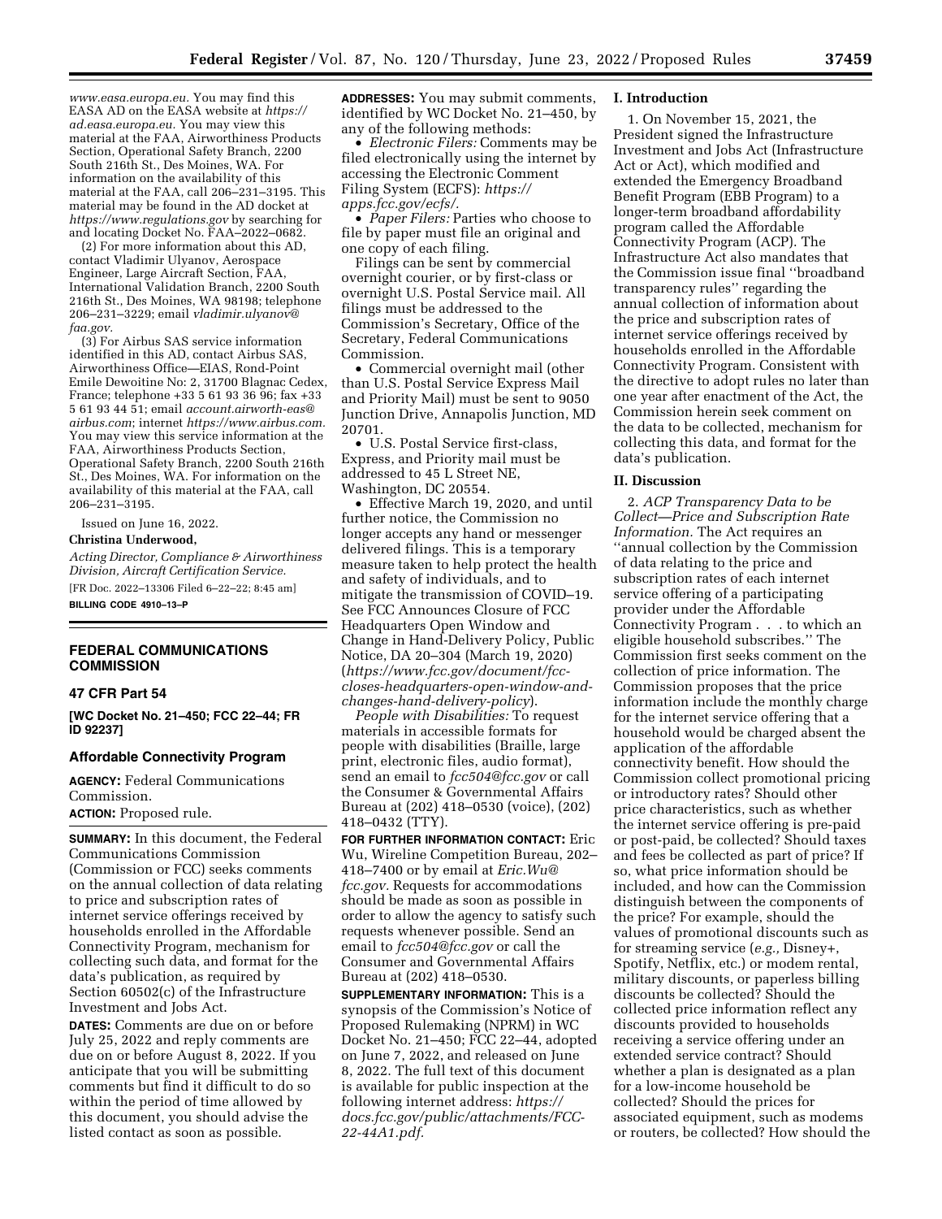*www.easa.europa.eu.* You may find this EASA AD on the EASA website at *https://ad.easa.europa.eu.* You may view this material at the FAA, Airworthiness Products Section, Operational Safety Branch, 2200 South 216th St., Des Moines, WA. For information on the availability of this material at the FAA, call 206–231–3195. This material may be found in the AD docket at *https://www.regulations.gov* by searching for and locating Docket No. FAA–2022–0682.

(2) For more information about this AD, contact Vladimir Ulyanov, Aerospace Engineer, Large Aircraft Section, FAA, International Validation Branch, 2200 South 216th St., Des Moines, WA 98198; telephone 206–231–3229; email *vladimir.ulyanov@faa.gov.*

(3) For Airbus SAS service information identified in this AD, contact Airbus SAS, Airworthiness Office—EIAS, Rond-Point Emile Dewoitine No: 2, 31700 Blagnac Cedex, France; telephone +33 5 61 93 36 96; fax +33 5 61 93 44 51; email *account.airworth-eas@airbus.com*; internet *https://www.airbus.com.* You may view this service information at the FAA, Airworthiness Products Section, Operational Safety Branch, 2200 South 216th St., Des Moines, WA. For information on the availability of this material at the FAA, call 206–231–3195.

Issued on June 16, 2022.

**Christina Underwood,**

*Acting Director, Compliance & Airworthiness Division, Aircraft Certification Service.*

[FR Doc. 2022–13306 Filed 6–22–22; 8:45 am]

**BILLING CODE 4910–13–P**

## FEDERAL COMMUNICATIONS COMMISSION

### 47 CFR Part 54

**[WC Docket No. 21–450; FCC 22–44; FR ID 92237]**

### Affordable Connectivity Program

**AGENCY:** Federal Communications Commission.

**ACTION:** Proposed rule.

**SUMMARY:** In this document, the Federal Communications Commission (Commission or FCC) seeks comments on the annual collection of data relating to price and subscription rates of internet service offerings received by households enrolled in the Affordable Connectivity Program, mechanism for collecting such data, and format for the data's publication, as required by Section 60502(c) of the Infrastructure Investment and Jobs Act.

**DATES:** Comments are due on or before July 25, 2022 and reply comments are due on or before August 8, 2022. If you anticipate that you will be submitting comments but find it difficult to do so within the period of time allowed by this document, you should advise the listed contact as soon as possible.

**ADDRESSES:** You may submit comments, identified by WC Docket No. 21–450, by any of the following methods:

- *Electronic Filers:* Comments may be filed electronically using the internet by accessing the Electronic Comment Filing System (ECFS): *https://apps.fcc.gov/ecfs/.*
- *Paper Filers:* Parties who choose to file by paper must file an original and one copy of each filing.

Filings can be sent by commercial overnight courier, or by first-class or overnight U.S. Postal Service mail. All filings must be addressed to the Commission's Secretary, Office of the Secretary, Federal Communications Commission.

- Commercial overnight mail (other than U.S. Postal Service Express Mail and Priority Mail) must be sent to 9050 Junction Drive, Annapolis Junction, MD 20701.
- U.S. Postal Service first-class, Express, and Priority mail must be addressed to 45 L Street NE, Washington, DC 20554.
- Effective March 19, 2020, and until further notice, the Commission no longer accepts any hand or messenger delivered filings. This is a temporary measure taken to help protect the health and safety of individuals, and to mitigate the transmission of COVID–19. See FCC Announces Closure of FCC Headquarters Open Window and Change in Hand-Delivery Policy, Public Notice, DA 20–304 (March 19, 2020) (*https://www.fcc.gov/document/fcc-closes-headquarters-open-window-and-changes-hand-delivery-policy*).

*People with Disabilities:* To request materials in accessible formats for people with disabilities (Braille, large print, electronic files, audio format), send an email to *fcc504@fcc.gov* or call the Consumer & Governmental Affairs Bureau at (202) 418–0530 (voice), (202) 418–0432 (TTY).

**FOR FURTHER INFORMATION CONTACT:** Eric Wu, Wireline Competition Bureau, 202–418–7400 or by email at *Eric.Wu@fcc.gov.* Requests for accommodations should be made as soon as possible in order to allow the agency to satisfy such requests whenever possible. Send an email to *fcc504@fcc.gov* or call the Consumer and Governmental Affairs Bureau at (202) 418–0530.

**SUPPLEMENTARY INFORMATION:** This is a synopsis of the Commission's Notice of Proposed Rulemaking (NPRM) in WC Docket No. 21–450; FCC 22–44, adopted on June 7, 2022, and released on June 8, 2022. The full text of this document is available for public inspection at the following internet address: *https://docs.fcc.gov/public/attachments/FCC-22-44A1.pdf.*

### I. Introduction

1. On November 15, 2021, the President signed the Infrastructure Investment and Jobs Act (Infrastructure Act or Act), which modified and extended the Emergency Broadband Benefit Program (EBB Program) to a longer-term broadband affordability program called the Affordable Connectivity Program (ACP). The Infrastructure Act also mandates that the Commission issue final ''broadband transparency rules'' regarding the annual collection of information about the price and subscription rates of internet service offerings received by households enrolled in the Affordable Connectivity Program. Consistent with the directive to adopt rules no later than one year after enactment of the Act, the Commission herein seek comment on the data to be collected, mechanism for collecting this data, and format for the data's publication.

### II. Discussion

2. *ACP Transparency Data to be Collect—Price and Subscription Rate Information.* The Act requires an ''annual collection by the Commission of data relating to the price and subscription rates of each internet service offering of a participating provider under the Affordable Connectivity Program . . . to which an eligible household subscribes.'' The Commission first seeks comment on the collection of price information. The Commission proposes that the price information include the monthly charge for the internet service offering that a household would be charged absent the application of the affordable connectivity benefit. How should the Commission collect promotional pricing or introductory rates? Should other price characteristics, such as whether the internet service offering is pre-paid or post-paid, be collected? Should taxes and fees be collected as part of price? If so, what price information should be included, and how can the Commission distinguish between the components of the price? For example, should the values of promotional discounts such as for streaming service (*e.g.,* Disney+, Spotify, Netflix, etc.) or modem rental, military discounts, or paperless billing discounts be collected? Should the collected price information reflect any discounts provided to households receiving a service offering under an extended service contract? Should whether a plan is designated as a plan for a low-income household be collected? Should the prices for associated equipment, such as modems or routers, be collected? How should the